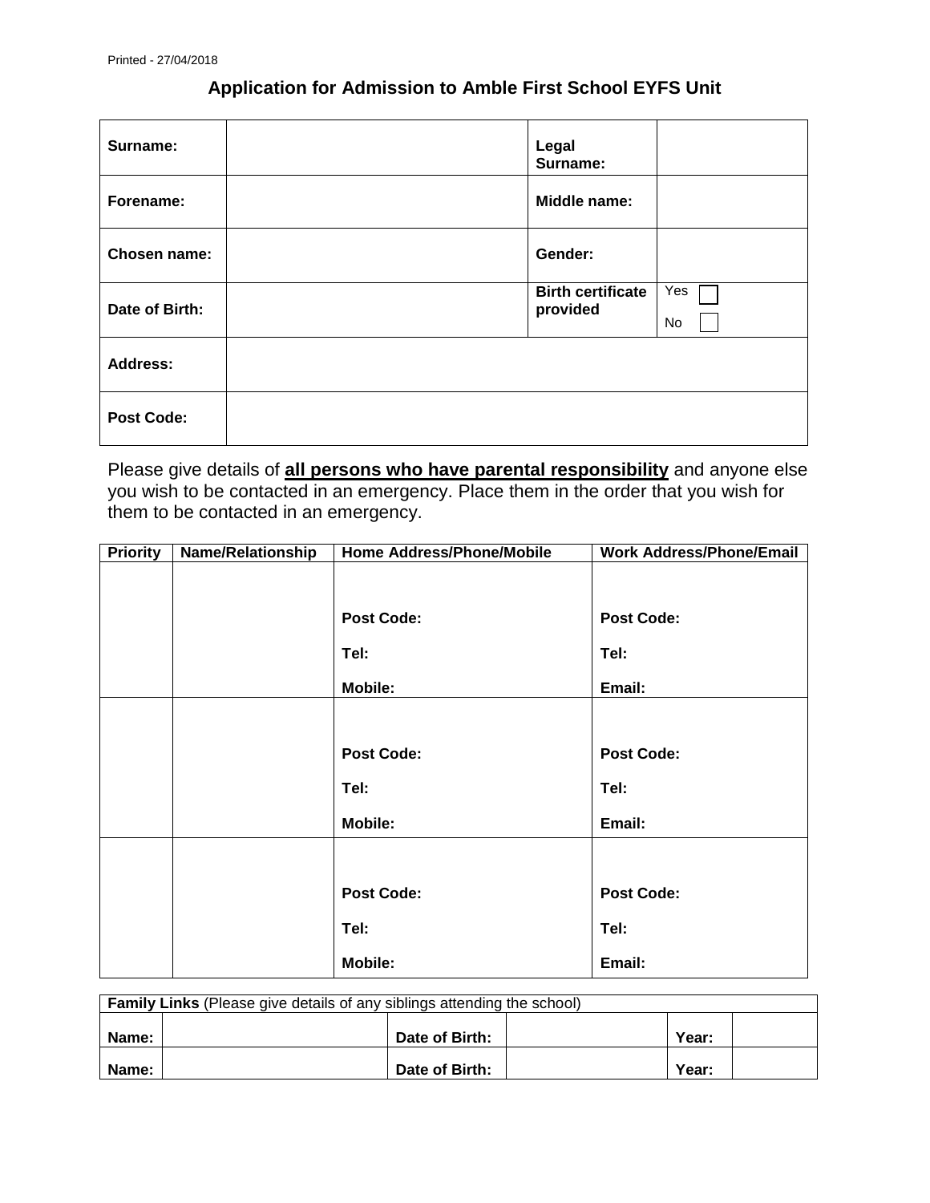Printed - 27/04/2018

# Application for Admission to Amble First School EYFS Unit

| | | | |
|---|---|---|---|
| **Surname:** | | **Legal Surname:** | |
| **Forename:** | | **Middle name:** | |
| **Chosen name:** | | **Gender:** | |
| **Date of Birth:** | | **Birth certificate provided** | Yes ☐ No ☐ |
| **Address:** | | | |
| **Post Code:** | | | |

Please give details of **all persons who have parental responsibility** and anyone else you wish to be contacted in an emergency. Place them in the order that you wish for them to be contacted in an emergency.

| Priority | Name/Relationship | Home Address/Phone/Mobile | Work Address/Phone/Email |
|---|---|---|---|
| | | **Post Code:** <br> **Tel:** <br> **Mobile:** | **Post Code:** <br> **Tel:** <br> **Email:** |
| | | **Post Code:** <br> **Tel:** <br> **Mobile:** | **Post Code:** <br> **Tel:** <br> **Email:** |
| | | **Post Code:** <br> **Tel:** <br> **Mobile:** | **Post Code:** <br> **Tel:** <br> **Email:** |

| **Family Links** (Please give details of any siblings attending the school) | | | | | |
|---|---|---|---|---|---|
| **Name:** | | **Date of Birth:** | | **Year:** | |
| **Name:** | | **Date of Birth:** | | **Year:** | |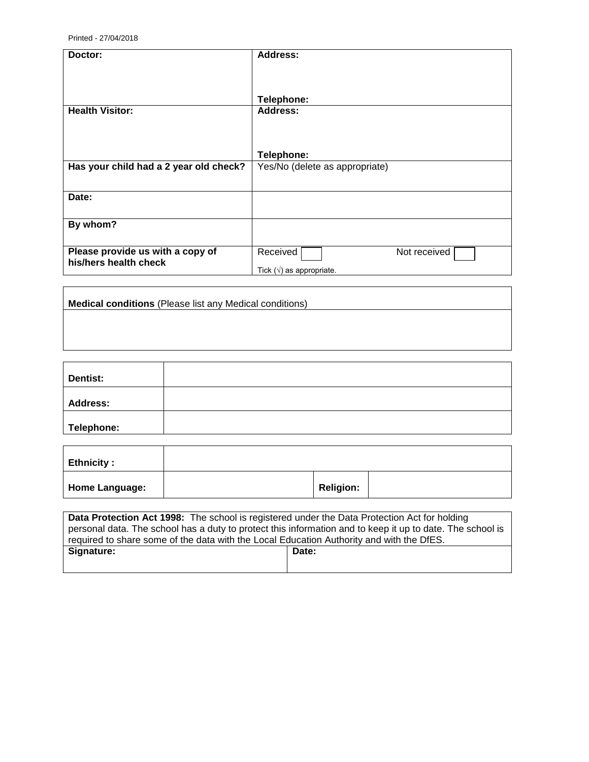Printed - 27/04/2018

| | |
|---|---|
| **Doctor:** | **Address:**<br><br>**Telephone:** |
| **Health Visitor:** | **Address:**<br><br>**Telephone:** |
| **Has your child had a 2 year old check?** | Yes/No (delete as appropriate) |
| **Date:** | |
| **By whom?** | |
| **Please provide us with a copy of his/hers health check** | Received ☐ Not received ☐<br>Tick (√) as appropriate. |

| |
|---|
| **Medical conditions** (Please list any Medical conditions) |
| |

| | |
|---|---|
| **Dentist:** | |
| **Address:** | |
| **Telephone:** | |

| | | | |
|---|---|---|---|
| **Ethnicity :** | | | |
| **Home Language:** | | **Religion:** | |

| | |
|---|---|
| **Data Protection Act 1998:** The school is registered under the Data Protection Act for holding personal data. The school has a duty to protect this information and to keep it up to date. The school is required to share some of the data with the Local Education Authority and with the DfES. | |
| **Signature:** | **Date:** |